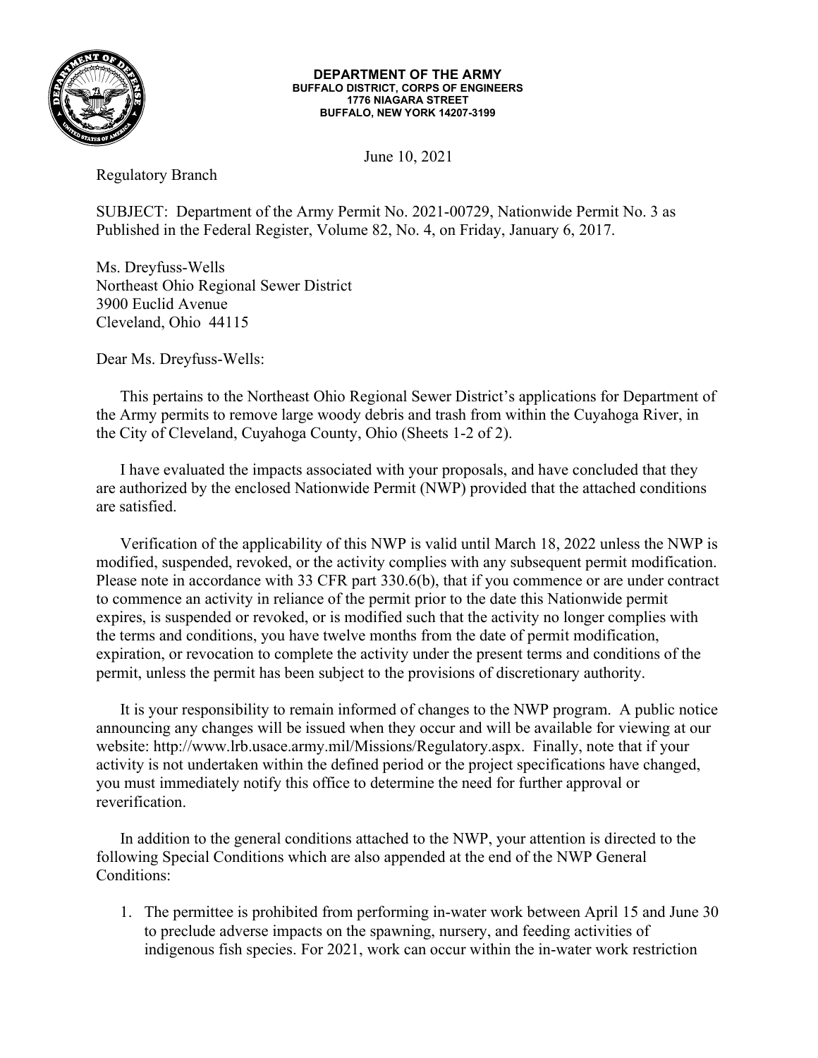**DEPARTMENT OF THE ARMY**
**BUFFALO DISTRICT, CORPS OF ENGINEERS**
**1776 NIAGARA STREET**
**BUFFALO, NEW YORK 14207-3199**

June 10, 2021

Regulatory Branch

SUBJECT: Department of the Army Permit No. 2021-00729, Nationwide Permit No. 3 as Published in the Federal Register, Volume 82, No. 4, on Friday, January 6, 2017.

Ms. Dreyfuss-Wells
Northeast Ohio Regional Sewer District
3900 Euclid Avenue
Cleveland, Ohio 44115

Dear Ms. Dreyfuss-Wells:

This pertains to the Northeast Ohio Regional Sewer District's applications for Department of the Army permits to remove large woody debris and trash from within the Cuyahoga River, in the City of Cleveland, Cuyahoga County, Ohio (Sheets 1-2 of 2).

I have evaluated the impacts associated with your proposals, and have concluded that they are authorized by the enclosed Nationwide Permit (NWP) provided that the attached conditions are satisfied.

Verification of the applicability of this NWP is valid until March 18, 2022 unless the NWP is modified, suspended, revoked, or the activity complies with any subsequent permit modification. Please note in accordance with 33 CFR part 330.6(b), that if you commence or are under contract to commence an activity in reliance of the permit prior to the date this Nationwide permit expires, is suspended or revoked, or is modified such that the activity no longer complies with the terms and conditions, you have twelve months from the date of permit modification, expiration, or revocation to complete the activity under the present terms and conditions of the permit, unless the permit has been subject to the provisions of discretionary authority.

It is your responsibility to remain informed of changes to the NWP program. A public notice announcing any changes will be issued when they occur and will be available for viewing at our website: http://www.lrb.usace.army.mil/Missions/Regulatory.aspx. Finally, note that if your activity is not undertaken within the defined period or the project specifications have changed, you must immediately notify this office to determine the need for further approval or reverification.

In addition to the general conditions attached to the NWP, your attention is directed to the following Special Conditions which are also appended at the end of the NWP General Conditions:

1. The permittee is prohibited from performing in-water work between April 15 and June 30 to preclude adverse impacts on the spawning, nursery, and feeding activities of indigenous fish species. For 2021, work can occur within the in-water work restriction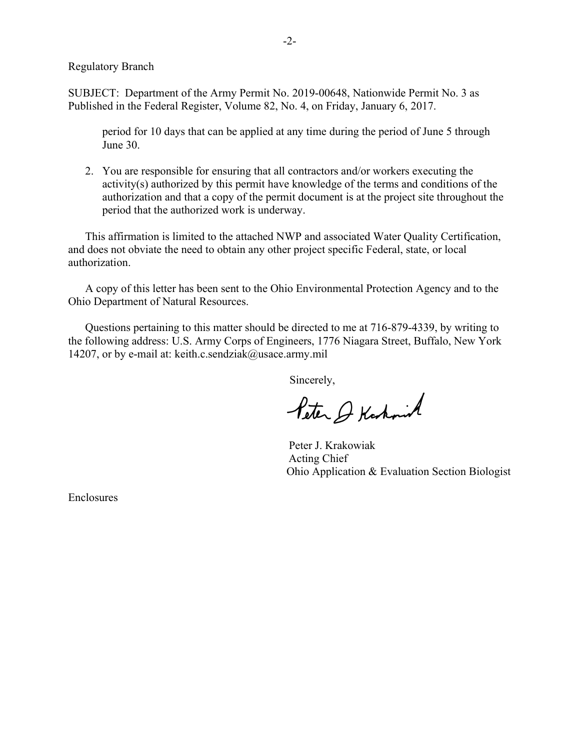Regulatory Branch

SUBJECT: Department of the Army Permit No. 2019-00648, Nationwide Permit No. 3 as Published in the Federal Register, Volume 82, No. 4, on Friday, January 6, 2017.

period for 10 days that can be applied at any time during the period of June 5 through June 30.

2. You are responsible for ensuring that all contractors and/or workers executing the activity(s) authorized by this permit have knowledge of the terms and conditions of the authorization and that a copy of the permit document is at the project site throughout the period that the authorized work is underway.

This affirmation is limited to the attached NWP and associated Water Quality Certification, and does not obviate the need to obtain any other project specific Federal, state, or local authorization.

A copy of this letter has been sent to the Ohio Environmental Protection Agency and to the Ohio Department of Natural Resources.

Questions pertaining to this matter should be directed to me at 716-879-4339, by writing to the following address: U.S. Army Corps of Engineers, 1776 Niagara Street, Buffalo, New York 14207, or by e-mail at: keith.c.sendziak@usace.army.mil

Sincerely,

Peter J. Krakowiak

Peter J. Krakowiak
Acting Chief
Ohio Application & Evaluation Section Biologist

Enclosures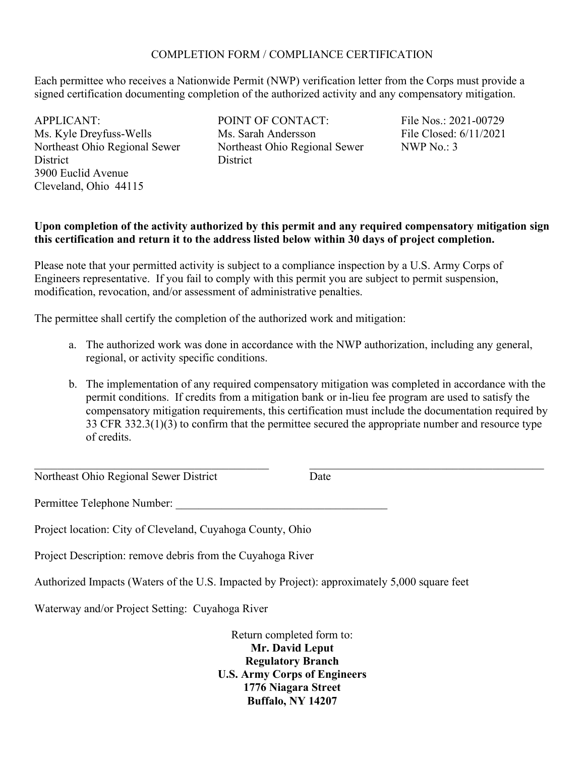# COMPLETION FORM / COMPLIANCE CERTIFICATION

Each permittee who receives a Nationwide Permit (NWP) verification letter from the Corps must provide a signed certification documenting completion of the authorized activity and any compensatory mitigation.

APPLICANT:
Ms. Kyle Dreyfuss-Wells
Northeast Ohio Regional Sewer District
3900 Euclid Avenue
Cleveland, Ohio 44115

POINT OF CONTACT:
Ms. Sarah Andersson
Northeast Ohio Regional Sewer District

File Nos.: 2021-00729
File Closed: 6/11/2021
NWP No.: 3

**Upon completion of the activity authorized by this permit and any required compensatory mitigation sign this certification and return it to the address listed below within 30 days of project completion.**

Please note that your permitted activity is subject to a compliance inspection by a U.S. Army Corps of Engineers representative. If you fail to comply with this permit you are subject to permit suspension, modification, revocation, and/or assessment of administrative penalties.

The permittee shall certify the completion of the authorized work and mitigation:

a. The authorized work was done in accordance with the NWP authorization, including any general, regional, or activity specific conditions.

b. The implementation of any required compensatory mitigation was completed in accordance with the permit conditions. If credits from a mitigation bank or in-lieu fee program are used to satisfy the compensatory mitigation requirements, this certification must include the documentation required by 33 CFR 332.3(1)(3) to confirm that the permittee secured the appropriate number and resource type of credits.

\_\_\_\_\_\_\_\_\_\_\_\_\_\_\_\_\_\_\_\_\_\_\_\_\_\_\_\_\_\_\_\_\_\_\_\_\_\_\_\_ \_\_\_\_\_\_\_\_\_\_\_\_\_\_\_\_\_\_\_\_\_\_\_\_\_\_\_\_\_\_\_\_\_\_\_\_\_\_\_\_
Northeast Ohio Regional Sewer District Date

Permittee Telephone Number: \_\_\_\_\_\_\_\_\_\_\_\_\_\_\_\_\_\_\_\_\_\_\_\_\_\_\_\_\_\_\_\_\_\_\_\_\_\_

Project location: City of Cleveland, Cuyahoga County, Ohio

Project Description: remove debris from the Cuyahoga River

Authorized Impacts (Waters of the U.S. Impacted by Project): approximately 5,000 square feet

Waterway and/or Project Setting: Cuyahoga River

Return completed form to:
**Mr. David Leput**
**Regulatory Branch**
**U.S. Army Corps of Engineers**
**1776 Niagara Street**
**Buffalo, NY 14207**